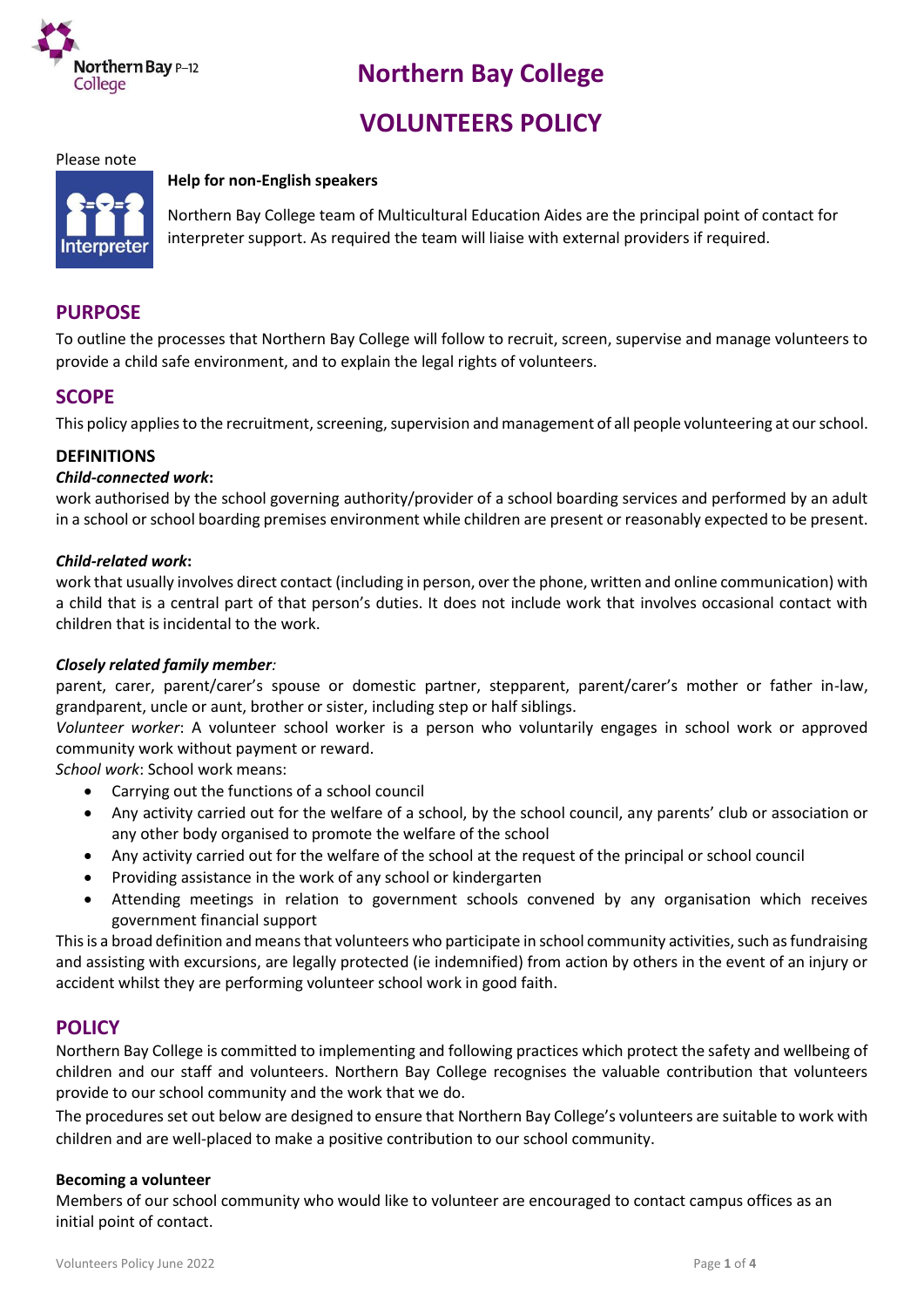# Northern Bay College

# VOLUNTEERS POLICY

Please note

**Help for non-English speakers**

Northern Bay College team of Multicultural Education Aides are the principal point of contact for interpreter support. As required the team will liaise with external providers if required.

## PURPOSE

To outline the processes that Northern Bay College will follow to recruit, screen, supervise and manage volunteers to provide a child safe environment, and to explain the legal rights of volunteers.

## SCOPE

This policy applies to the recruitment, screening, supervision and management of all people volunteering at our school.

### DEFINITIONS

***Child-connected work*:**
work authorised by the school governing authority/provider of a school boarding services and performed by an adult in a school or school boarding premises environment while children are present or reasonably expected to be present.

***Child-related work*:**
work that usually involves direct contact (including in person, over the phone, written and online communication) with a child that is a central part of that person's duties. It does not include work that involves occasional contact with children that is incidental to the work.

***Closely related family member*:**
parent, carer, parent/carer's spouse or domestic partner, stepparent, parent/carer's mother or father in-law, grandparent, uncle or aunt, brother or sister, including step or half siblings.
*Volunteer worker*: A volunteer school worker is a person who voluntarily engages in school work or approved community work without payment or reward.
*School work*: School work means:

- Carrying out the functions of a school council
- Any activity carried out for the welfare of a school, by the school council, any parents' club or association or any other body organised to promote the welfare of the school
- Any activity carried out for the welfare of the school at the request of the principal or school council
- Providing assistance in the work of any school or kindergarten
- Attending meetings in relation to government schools convened by any organisation which receives government financial support

This is a broad definition and means that volunteers who participate in school community activities, such as fundraising and assisting with excursions, are legally protected (ie indemnified) from action by others in the event of an injury or accident whilst they are performing volunteer school work in good faith.

## POLICY

Northern Bay College is committed to implementing and following practices which protect the safety and wellbeing of children and our staff and volunteers. Northern Bay College recognises the valuable contribution that volunteers provide to our school community and the work that we do.
The procedures set out below are designed to ensure that Northern Bay College's volunteers are suitable to work with children and are well-placed to make a positive contribution to our school community.

**Becoming a volunteer**

Members of our school community who would like to volunteer are encouraged to contact campus offices as an initial point of contact.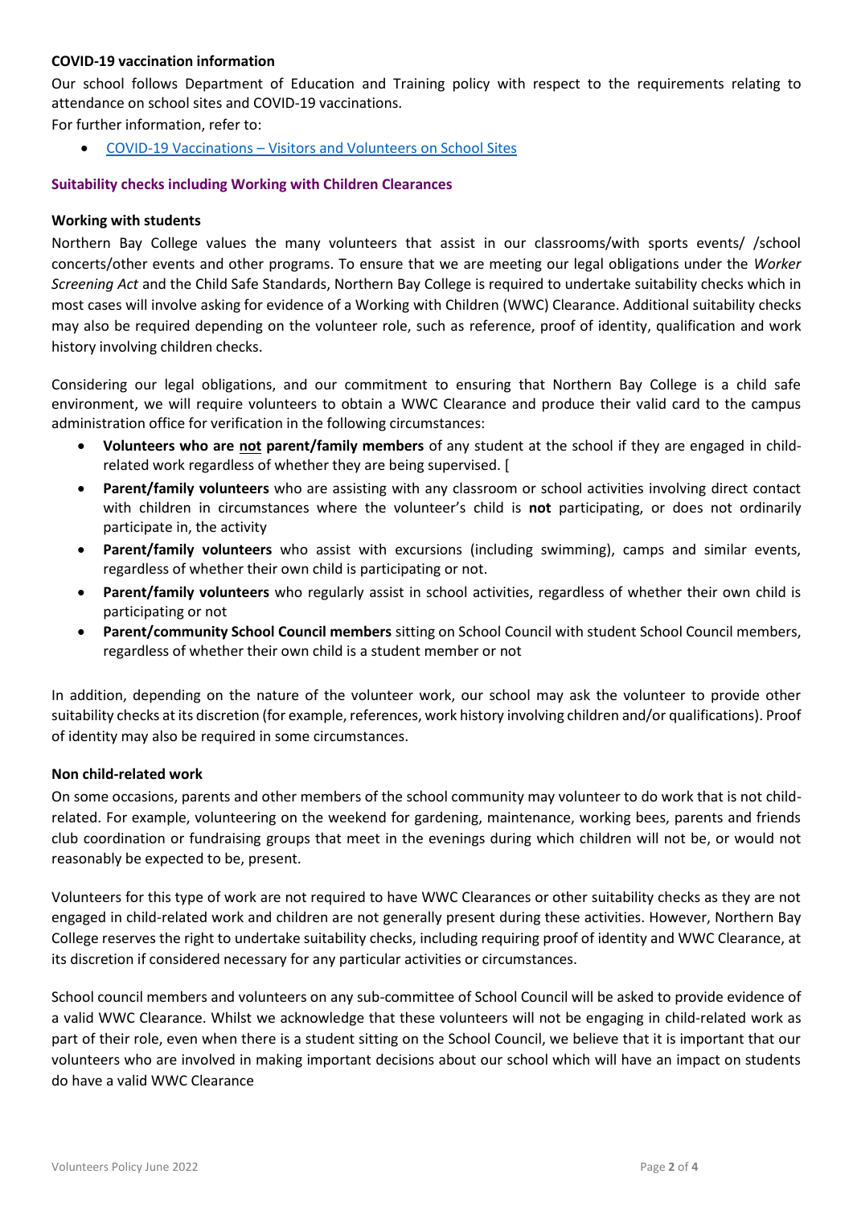**COVID-19 vaccination information**

Our school follows Department of Education and Training policy with respect to the requirements relating to attendance on school sites and COVID-19 vaccinations.

For further information, refer to:

- COVID-19 Vaccinations – Visitors and Volunteers on School Sites

**Suitability checks including Working with Children Clearances**

**Working with students**

Northern Bay College values the many volunteers that assist in our classrooms/with sports events/ /school concerts/other events and other programs. To ensure that we are meeting our legal obligations under the *Worker Screening Act* and the Child Safe Standards, Northern Bay College is required to undertake suitability checks which in most cases will involve asking for evidence of a Working with Children (WWC) Clearance. Additional suitability checks may also be required depending on the volunteer role, such as reference, proof of identity, qualification and work history involving children checks.

Considering our legal obligations, and our commitment to ensuring that Northern Bay College is a child safe environment, we will require volunteers to obtain a WWC Clearance and produce their valid card to the campus administration office for verification in the following circumstances:

- **Volunteers who are not parent/family members** of any student at the school if they are engaged in child-related work regardless of whether they are being supervised. [
- **Parent/family volunteers** who are assisting with any classroom or school activities involving direct contact with children in circumstances where the volunteer's child is **not** participating, or does not ordinarily participate in, the activity
- **Parent/family volunteers** who assist with excursions (including swimming), camps and similar events, regardless of whether their own child is participating or not.
- **Parent/family volunteers** who regularly assist in school activities, regardless of whether their own child is participating or not
- **Parent/community School Council members** sitting on School Council with student School Council members, regardless of whether their own child is a student member or not

In addition, depending on the nature of the volunteer work, our school may ask the volunteer to provide other suitability checks at its discretion (for example, references, work history involving children and/or qualifications). Proof of identity may also be required in some circumstances.

**Non child-related work**

On some occasions, parents and other members of the school community may volunteer to do work that is not child-related. For example, volunteering on the weekend for gardening, maintenance, working bees, parents and friends club coordination or fundraising groups that meet in the evenings during which children will not be, or would not reasonably be expected to be, present.

Volunteers for this type of work are not required to have WWC Clearances or other suitability checks as they are not engaged in child-related work and children are not generally present during these activities. However, Northern Bay College reserves the right to undertake suitability checks, including requiring proof of identity and WWC Clearance, at its discretion if considered necessary for any particular activities or circumstances.

School council members and volunteers on any sub-committee of School Council will be asked to provide evidence of a valid WWC Clearance. Whilst we acknowledge that these volunteers will not be engaging in child-related work as part of their role, even when there is a student sitting on the School Council, we believe that it is important that our volunteers who are involved in making important decisions about our school which will have an impact on students do have a valid WWC Clearance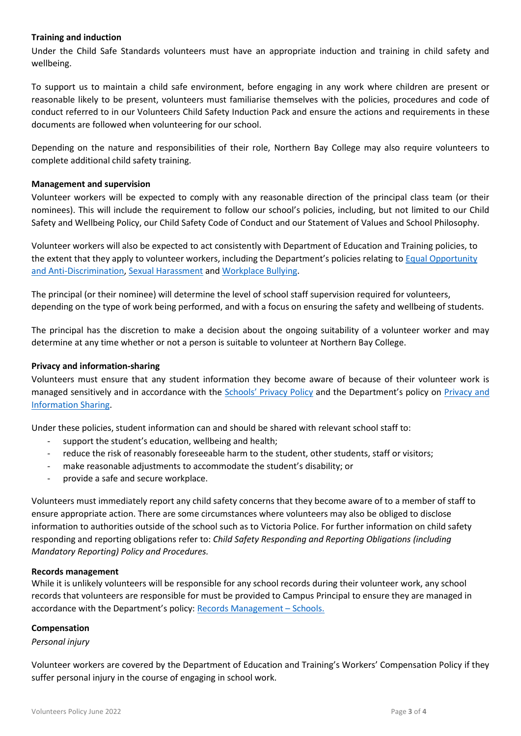**Training and induction**

Under the Child Safe Standards volunteers must have an appropriate induction and training in child safety and wellbeing.

To support us to maintain a child safe environment, before engaging in any work where children are present or reasonable likely to be present, volunteers must familiarise themselves with the policies, procedures and code of conduct referred to in our Volunteers Child Safety Induction Pack and ensure the actions and requirements in these documents are followed when volunteering for our school.

Depending on the nature and responsibilities of their role, Northern Bay College may also require volunteers to complete additional child safety training.

**Management and supervision**

Volunteer workers will be expected to comply with any reasonable direction of the principal class team (or their nominees). This will include the requirement to follow our school's policies, including, but not limited to our Child Safety and Wellbeing Policy, our Child Safety Code of Conduct and our Statement of Values and School Philosophy.

Volunteer workers will also be expected to act consistently with Department of Education and Training policies, to the extent that they apply to volunteer workers, including the Department's policies relating to Equal Opportunity and Anti-Discrimination, Sexual Harassment and Workplace Bullying.

The principal (or their nominee) will determine the level of school staff supervision required for volunteers, depending on the type of work being performed, and with a focus on ensuring the safety and wellbeing of students.

The principal has the discretion to make a decision about the ongoing suitability of a volunteer worker and may determine at any time whether or not a person is suitable to volunteer at Northern Bay College.

**Privacy and information-sharing**

Volunteers must ensure that any student information they become aware of because of their volunteer work is managed sensitively and in accordance with the Schools' Privacy Policy and the Department's policy on Privacy and Information Sharing.

Under these policies, student information can and should be shared with relevant school staff to:

- support the student's education, wellbeing and health;
- reduce the risk of reasonably foreseeable harm to the student, other students, staff or visitors;
- make reasonable adjustments to accommodate the student's disability; or
- provide a safe and secure workplace.

Volunteers must immediately report any child safety concerns that they become aware of to a member of staff to ensure appropriate action. There are some circumstances where volunteers may also be obliged to disclose information to authorities outside of the school such as to Victoria Police. For further information on child safety responding and reporting obligations refer to: *Child Safety Responding and Reporting Obligations (including Mandatory Reporting) Policy and Procedures.*

**Records management**

While it is unlikely volunteers will be responsible for any school records during their volunteer work, any school records that volunteers are responsible for must be provided to Campus Principal to ensure they are managed in accordance with the Department's policy: Records Management – Schools.

**Compensation**

*Personal injury*

Volunteer workers are covered by the Department of Education and Training's Workers' Compensation Policy if they suffer personal injury in the course of engaging in school work.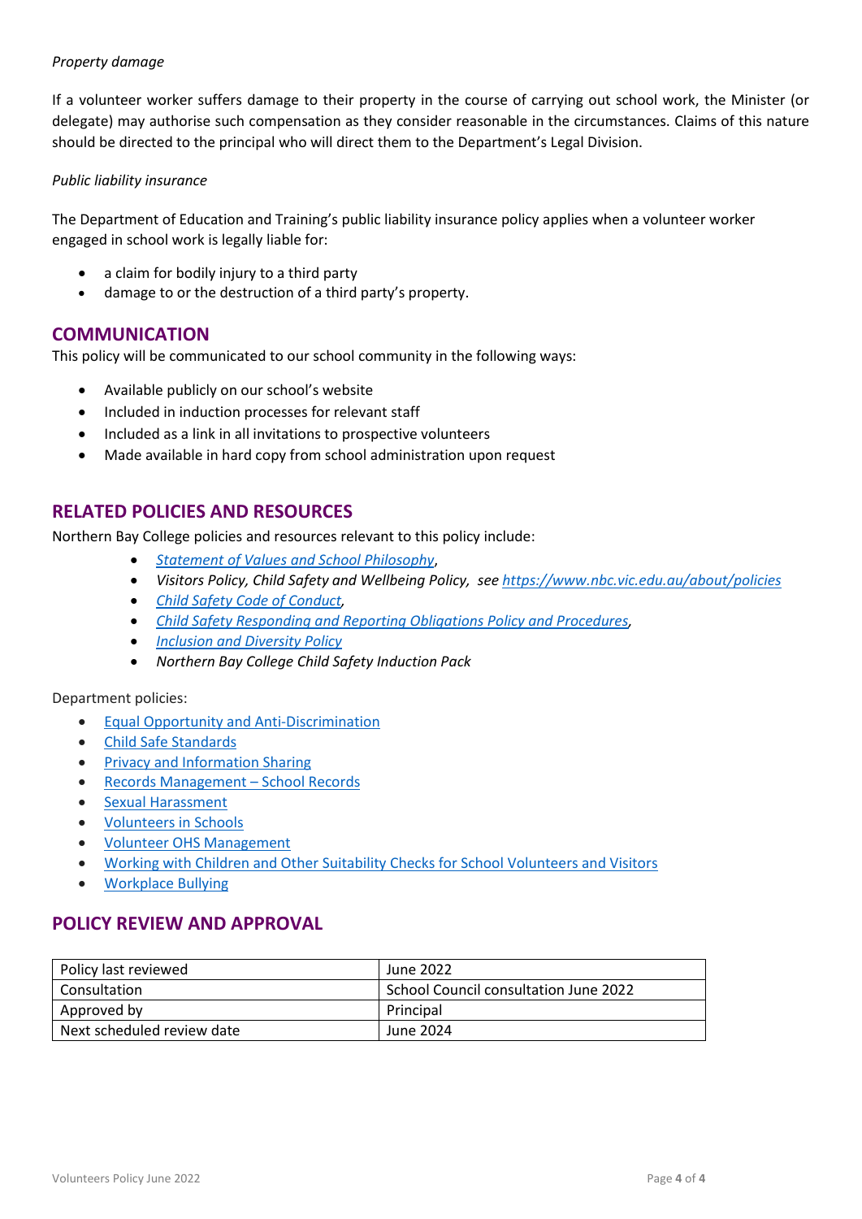*Property damage*

If a volunteer worker suffers damage to their property in the course of carrying out school work, the Minister (or delegate) may authorise such compensation as they consider reasonable in the circumstances. Claims of this nature should be directed to the principal who will direct them to the Department's Legal Division.

*Public liability insurance*

The Department of Education and Training's public liability insurance policy applies when a volunteer worker engaged in school work is legally liable for:

- a claim for bodily injury to a third party
- damage to or the destruction of a third party's property.

## COMMUNICATION

This policy will be communicated to our school community in the following ways:

- Available publicly on our school's website
- Included in induction processes for relevant staff
- Included as a link in all invitations to prospective volunteers
- Made available in hard copy from school administration upon request

## RELATED POLICIES AND RESOURCES

Northern Bay College policies and resources relevant to this policy include:

- *Statement of Values and School Philosophy*,
- *Visitors Policy, Child Safety and Wellbeing Policy, see https://www.nbc.vic.edu.au/about/policies*
- *Child Safety Code of Conduct,*
- *Child Safety Responding and Reporting Obligations Policy and Procedures*,
- *Inclusion and Diversity Policy*
- *Northern Bay College Child Safety Induction Pack*

Department policies:

- Equal Opportunity and Anti-Discrimination
- Child Safe Standards
- Privacy and Information Sharing
- Records Management – School Records
- Sexual Harassment
- Volunteers in Schools
- Volunteer OHS Management
- Working with Children and Other Suitability Checks for School Volunteers and Visitors
- Workplace Bullying

## POLICY REVIEW AND APPROVAL

| | |
|---|---|
| Policy last reviewed | June 2022 |
| Consultation | School Council consultation June 2022 |
| Approved by | Principal |
| Next scheduled review date | June 2024 |